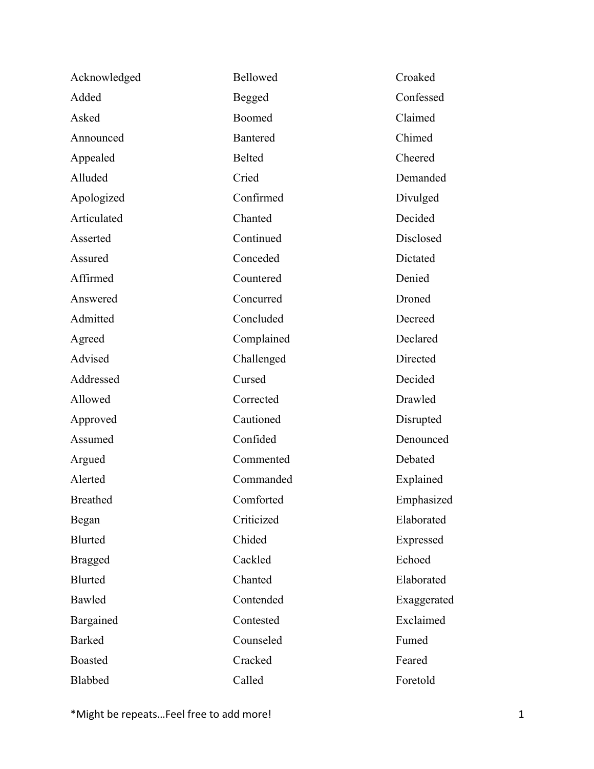Acknowledged
Added
Asked
Announced
Appealed
Alluded
Apologized
Articulated
Asserted
Assured
Affirmed
Answered
Admitted
Agreed
Advised
Addressed
Allowed
Approved
Assumed
Argued
Alerted
Breathed
Began
Blurted
Bragged
Blurted
Bawled
Bargained
Barked
Boasted
Blabbed

Bellowed
Begged
Boomed
Bantered
Belted
Cried
Confirmed
Chanted
Continued
Conceded
Countered
Concurred
Concluded
Complained
Challenged
Cursed
Corrected
Cautioned
Confided
Commented
Commanded
Comforted
Criticized
Chided
Cackled
Chanted
Contended
Contested
Counseled
Cracked
Called

Croaked
Confessed
Claimed
Chimed
Cheered
Demanded
Divulged
Decided
Disclosed
Dictated
Denied
Droned
Decreed
Declared
Directed
Decided
Drawled
Disrupted
Denounced
Debated
Explained
Emphasized
Elaborated
Expressed
Echoed
Elaborated
Exaggerated
Exclaimed
Fumed
Feared
Foretold

*Might be repeats…Feel free to add more!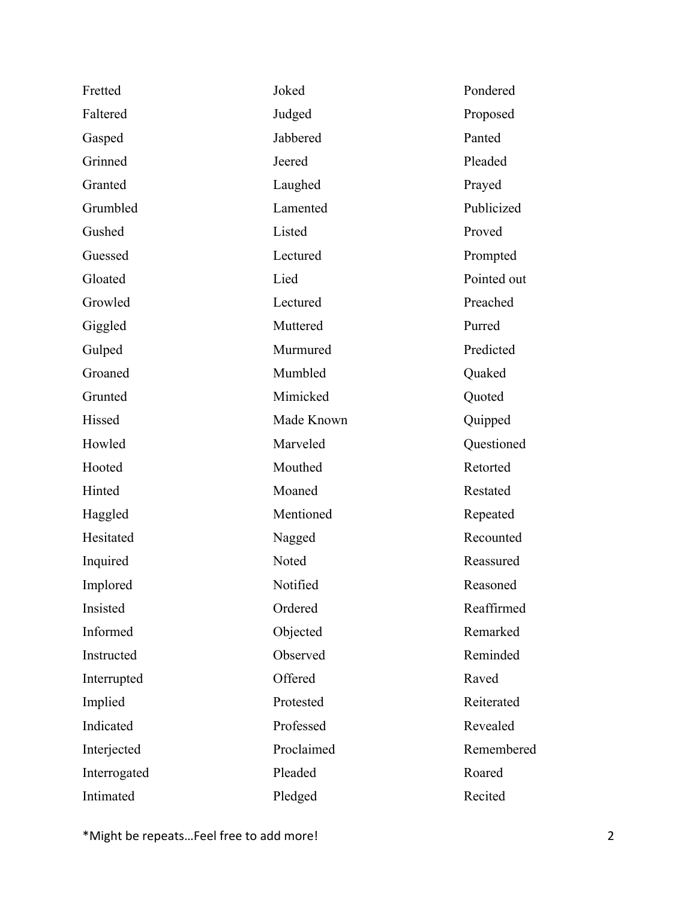Fretted
Faltered
Gasped
Grinned
Granted
Grumbled
Gushed
Guessed
Gloated
Growled
Giggled
Gulped
Groaned
Grunted
Hissed
Howled
Hooted
Hinted
Haggled
Hesitated
Inquired
Implored
Insisted
Informed
Instructed
Interrupted
Implied
Indicated
Interjected
Interrogated
Intimated

Joked
Judged
Jabbered
Jeered
Laughed
Lamented
Listed
Lectured
Lied
Lectured
Muttered
Murmured
Mumbled
Mimicked
Made Known
Marveled
Mouthed
Moaned
Mentioned
Nagged
Noted
Notified
Ordered
Objected
Observed
Offered
Protested
Professed
Proclaimed
Pleaded
Pledged

Pondered
Proposed
Panted
Pleaded
Prayed
Publicized
Proved
Prompted
Pointed out
Preached
Purred
Predicted
Quaked
Quoted
Quipped
Questioned
Retorted
Restated
Repeated
Recounted
Reassured
Reasoned
Reaffirmed
Remarked
Reminded
Raved
Reiterated
Revealed
Remembered
Roared
Recited

*Might be repeats…Feel free to add more!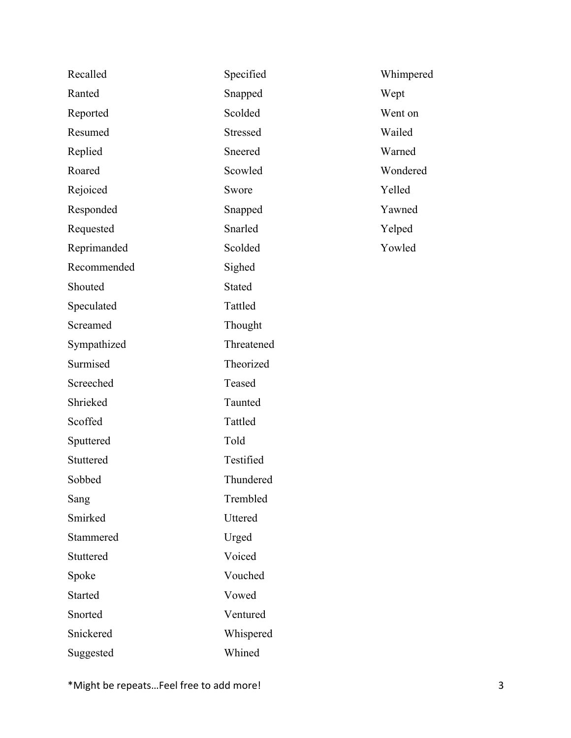Recalled
Ranted
Reported
Resumed
Replied
Roared
Rejoiced
Responded
Requested
Reprimanded
Recommended
Shouted
Speculated
Screamed
Sympathized
Surmised
Screeched
Shrieked
Scoffed
Sputtered
Stuttered
Sobbed
Sang
Smirked
Stammered
Stuttered
Spoke
Started
Snorted
Snickered
Suggested
Specified
Snapped
Scolded
Stressed
Sneered
Scowled
Swore
Snapped
Snarled
Scolded
Sighed
Stated
Tattled
Thought
Threatened
Theorized
Teased
Taunted
Tattled
Told
Testified
Thundered
Trembled
Uttered
Urged
Voiced
Vouched
Vowed
Ventured
Whispered
Whined
Whimpered
Wept
Went on
Wailed
Warned
Wondered
Yelled
Yawned
Yelped
Yowled

*Might be repeats…Feel free to add more!